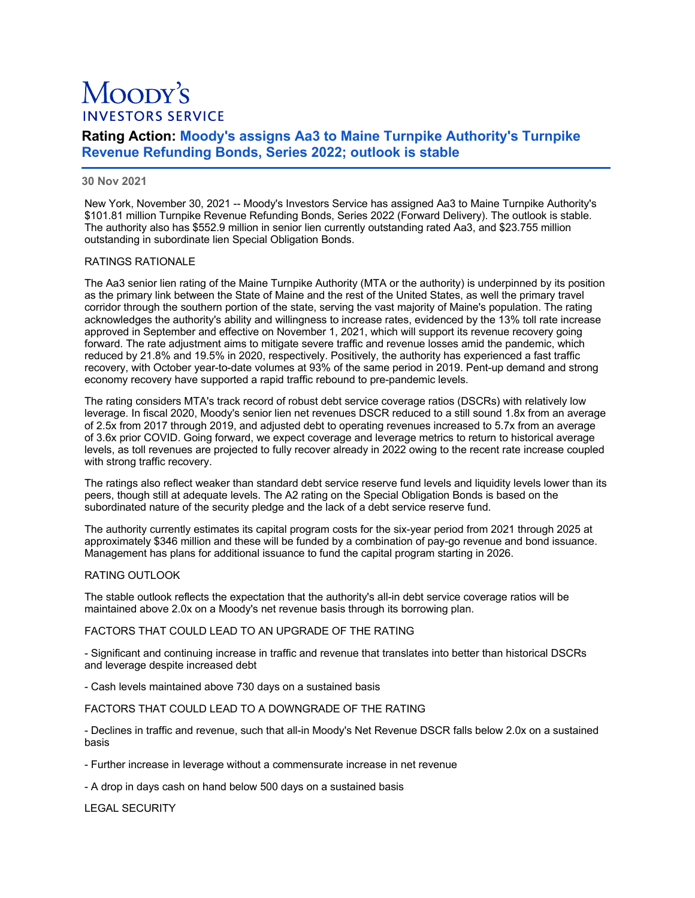# Moody's INVESTORS SERVICE

## Rating Action: Moody's assigns Aa3 to Maine Turnpike Authority's Turnpike Revenue Refunding Bonds, Series 2022; outlook is stable

**30 Nov 2021**

New York, November 30, 2021 -- Moody's Investors Service has assigned Aa3 to Maine Turnpike Authority's \$101.81 million Turnpike Revenue Refunding Bonds, Series 2022 (Forward Delivery). The outlook is stable. The authority also has \$552.9 million in senior lien currently outstanding rated Aa3, and \$23.755 million outstanding in subordinate lien Special Obligation Bonds.

RATINGS RATIONALE

The Aa3 senior lien rating of the Maine Turnpike Authority (MTA or the authority) is underpinned by its position as the primary link between the State of Maine and the rest of the United States, as well the primary travel corridor through the southern portion of the state, serving the vast majority of Maine's population. The rating acknowledges the authority's ability and willingness to increase rates, evidenced by the 13% toll rate increase approved in September and effective on November 1, 2021, which will support its revenue recovery going forward. The rate adjustment aims to mitigate severe traffic and revenue losses amid the pandemic, which reduced by 21.8% and 19.5% in 2020, respectively. Positively, the authority has experienced a fast traffic recovery, with October year-to-date volumes at 93% of the same period in 2019. Pent-up demand and strong economy recovery have supported a rapid traffic rebound to pre-pandemic levels.

The rating considers MTA's track record of robust debt service coverage ratios (DSCRs) with relatively low leverage. In fiscal 2020, Moody's senior lien net revenues DSCR reduced to a still sound 1.8x from an average of 2.5x from 2017 through 2019, and adjusted debt to operating revenues increased to 5.7x from an average of 3.6x prior COVID. Going forward, we expect coverage and leverage metrics to return to historical average levels, as toll revenues are projected to fully recover already in 2022 owing to the recent rate increase coupled with strong traffic recovery.

The ratings also reflect weaker than standard debt service reserve fund levels and liquidity levels lower than its peers, though still at adequate levels. The A2 rating on the Special Obligation Bonds is based on the subordinated nature of the security pledge and the lack of a debt service reserve fund.

The authority currently estimates its capital program costs for the six-year period from 2021 through 2025 at approximately \$346 million and these will be funded by a combination of pay-go revenue and bond issuance. Management has plans for additional issuance to fund the capital program starting in 2026.

RATING OUTLOOK

The stable outlook reflects the expectation that the authority's all-in debt service coverage ratios will be maintained above 2.0x on a Moody's net revenue basis through its borrowing plan.

FACTORS THAT COULD LEAD TO AN UPGRADE OF THE RATING

- Significant and continuing increase in traffic and revenue that translates into better than historical DSCRs and leverage despite increased debt

- Cash levels maintained above 730 days on a sustained basis

FACTORS THAT COULD LEAD TO A DOWNGRADE OF THE RATING

- Declines in traffic and revenue, such that all-in Moody's Net Revenue DSCR falls below 2.0x on a sustained basis

- Further increase in leverage without a commensurate increase in net revenue

- A drop in days cash on hand below 500 days on a sustained basis

LEGAL SECURITY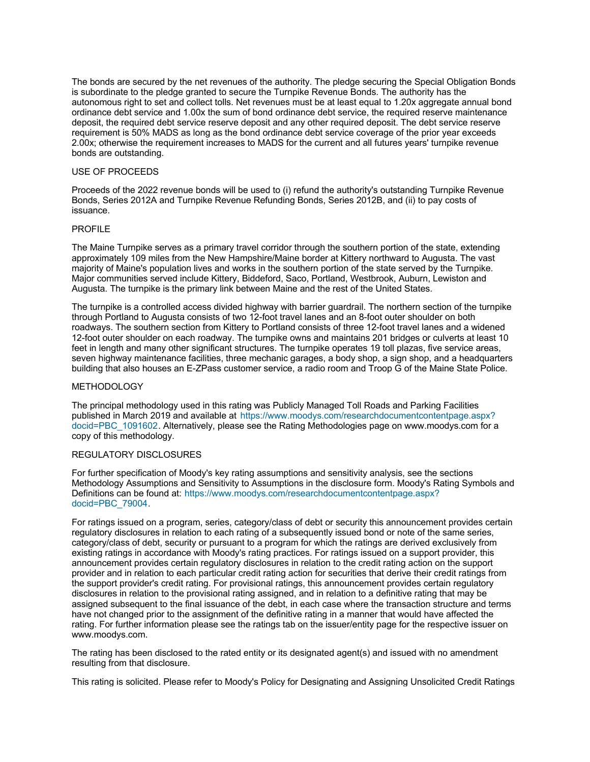The bonds are secured by the net revenues of the authority. The pledge securing the Special Obligation Bonds is subordinate to the pledge granted to secure the Turnpike Revenue Bonds. The authority has the autonomous right to set and collect tolls. Net revenues must be at least equal to 1.20x aggregate annual bond ordinance debt service and 1.00x the sum of bond ordinance debt service, the required reserve maintenance deposit, the required debt service reserve deposit and any other required deposit. The debt service reserve requirement is 50% MADS as long as the bond ordinance debt service coverage of the prior year exceeds 2.00x; otherwise the requirement increases to MADS for the current and all futures years' turnpike revenue bonds are outstanding.

USE OF PROCEEDS

Proceeds of the 2022 revenue bonds will be used to (i) refund the authority's outstanding Turnpike Revenue Bonds, Series 2012A and Turnpike Revenue Refunding Bonds, Series 2012B, and (ii) to pay costs of issuance.

PROFILE

The Maine Turnpike serves as a primary travel corridor through the southern portion of the state, extending approximately 109 miles from the New Hampshire/Maine border at Kittery northward to Augusta. The vast majority of Maine's population lives and works in the southern portion of the state served by the Turnpike. Major communities served include Kittery, Biddeford, Saco, Portland, Westbrook, Auburn, Lewiston and Augusta. The turnpike is the primary link between Maine and the rest of the United States.

The turnpike is a controlled access divided highway with barrier guardrail. The northern section of the turnpike through Portland to Augusta consists of two 12-foot travel lanes and an 8-foot outer shoulder on both roadways. The southern section from Kittery to Portland consists of three 12-foot travel lanes and a widened 12-foot outer shoulder on each roadway. The turnpike owns and maintains 201 bridges or culverts at least 10 feet in length and many other significant structures. The turnpike operates 19 toll plazas, five service areas, seven highway maintenance facilities, three mechanic garages, a body shop, a sign shop, and a headquarters building that also houses an E-ZPass customer service, a radio room and Troop G of the Maine State Police.

METHODOLOGY

The principal methodology used in this rating was Publicly Managed Toll Roads and Parking Facilities published in March 2019 and available at https://www.moodys.com/researchdocumentcontentpage.aspx?docid=PBC_1091602. Alternatively, please see the Rating Methodologies page on www.moodys.com for a copy of this methodology.

REGULATORY DISCLOSURES

For further specification of Moody's key rating assumptions and sensitivity analysis, see the sections Methodology Assumptions and Sensitivity to Assumptions in the disclosure form. Moody's Rating Symbols and Definitions can be found at: https://www.moodys.com/researchdocumentcontentpage.aspx?docid=PBC_79004.

For ratings issued on a program, series, category/class of debt or security this announcement provides certain regulatory disclosures in relation to each rating of a subsequently issued bond or note of the same series, category/class of debt, security or pursuant to a program for which the ratings are derived exclusively from existing ratings in accordance with Moody's rating practices. For ratings issued on a support provider, this announcement provides certain regulatory disclosures in relation to the credit rating action on the support provider and in relation to each particular credit rating action for securities that derive their credit ratings from the support provider's credit rating. For provisional ratings, this announcement provides certain regulatory disclosures in relation to the provisional rating assigned, and in relation to a definitive rating that may be assigned subsequent to the final issuance of the debt, in each case where the transaction structure and terms have not changed prior to the assignment of the definitive rating in a manner that would have affected the rating. For further information please see the ratings tab on the issuer/entity page for the respective issuer on www.moodys.com.

The rating has been disclosed to the rated entity or its designated agent(s) and issued with no amendment resulting from that disclosure.

This rating is solicited. Please refer to Moody's Policy for Designating and Assigning Unsolicited Credit Ratings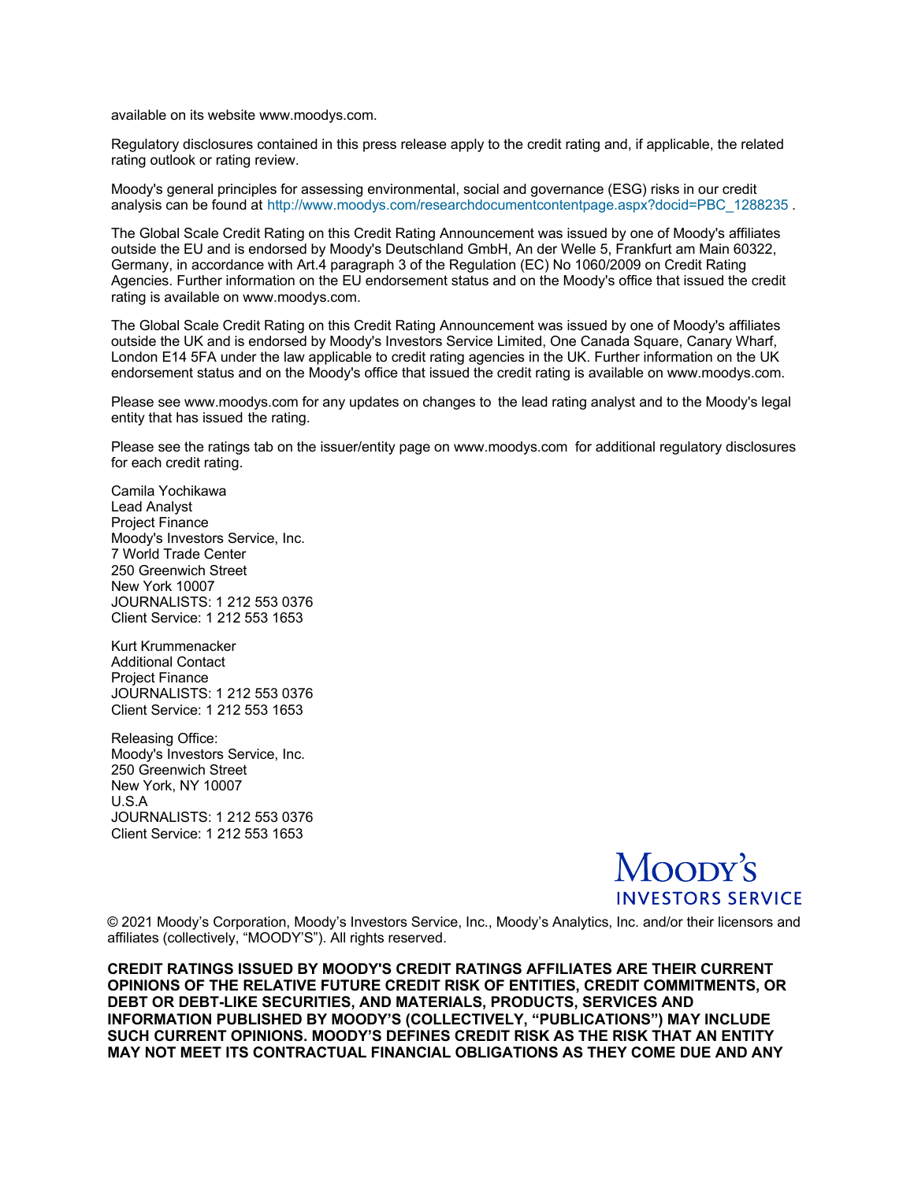available on its website www.moodys.com.

Regulatory disclosures contained in this press release apply to the credit rating and, if applicable, the related rating outlook or rating review.

Moody's general principles for assessing environmental, social and governance (ESG) risks in our credit analysis can be found at http://www.moodys.com/researchdocumentcontentpage.aspx?docid=PBC_1288235 .

The Global Scale Credit Rating on this Credit Rating Announcement was issued by one of Moody's affiliates outside the EU and is endorsed by Moody's Deutschland GmbH, An der Welle 5, Frankfurt am Main 60322, Germany, in accordance with Art.4 paragraph 3 of the Regulation (EC) No 1060/2009 on Credit Rating Agencies. Further information on the EU endorsement status and on the Moody's office that issued the credit rating is available on www.moodys.com.

The Global Scale Credit Rating on this Credit Rating Announcement was issued by one of Moody's affiliates outside the UK and is endorsed by Moody's Investors Service Limited, One Canada Square, Canary Wharf, London E14 5FA under the law applicable to credit rating agencies in the UK. Further information on the UK endorsement status and on the Moody's office that issued the credit rating is available on www.moodys.com.

Please see www.moodys.com for any updates on changes to the lead rating analyst and to the Moody's legal entity that has issued the rating.

Please see the ratings tab on the issuer/entity page on www.moodys.com for additional regulatory disclosures for each credit rating.

Camila Yochikawa
Lead Analyst
Project Finance
Moody's Investors Service, Inc.
7 World Trade Center
250 Greenwich Street
New York 10007
JOURNALISTS: 1 212 553 0376
Client Service: 1 212 553 1653

Kurt Krummenacker
Additional Contact
Project Finance
JOURNALISTS: 1 212 553 0376
Client Service: 1 212 553 1653

Releasing Office:
Moody's Investors Service, Inc.
250 Greenwich Street
New York, NY 10007
U.S.A
JOURNALISTS: 1 212 553 0376
Client Service: 1 212 553 1653

MOODY'S
INVESTORS SERVICE

© 2021 Moody's Corporation, Moody's Investors Service, Inc., Moody's Analytics, Inc. and/or their licensors and affiliates (collectively, "MOODY'S"). All rights reserved.

**CREDIT RATINGS ISSUED BY MOODY'S CREDIT RATINGS AFFILIATES ARE THEIR CURRENT OPINIONS OF THE RELATIVE FUTURE CREDIT RISK OF ENTITIES, CREDIT COMMITMENTS, OR DEBT OR DEBT-LIKE SECURITIES, AND MATERIALS, PRODUCTS, SERVICES AND INFORMATION PUBLISHED BY MOODY'S (COLLECTIVELY, "PUBLICATIONS") MAY INCLUDE SUCH CURRENT OPINIONS. MOODY'S DEFINES CREDIT RISK AS THE RISK THAT AN ENTITY MAY NOT MEET ITS CONTRACTUAL FINANCIAL OBLIGATIONS AS THEY COME DUE AND ANY**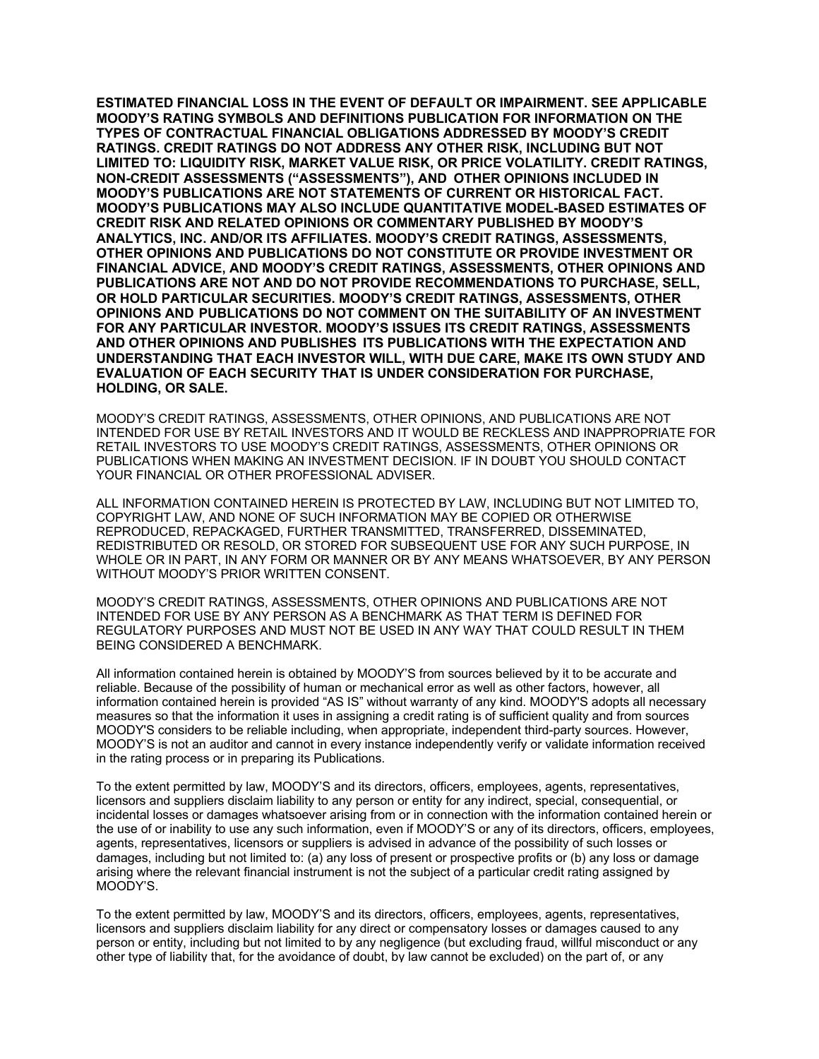**ESTIMATED FINANCIAL LOSS IN THE EVENT OF DEFAULT OR IMPAIRMENT. SEE APPLICABLE MOODY'S RATING SYMBOLS AND DEFINITIONS PUBLICATION FOR INFORMATION ON THE TYPES OF CONTRACTUAL FINANCIAL OBLIGATIONS ADDRESSED BY MOODY'S CREDIT RATINGS. CREDIT RATINGS DO NOT ADDRESS ANY OTHER RISK, INCLUDING BUT NOT LIMITED TO: LIQUIDITY RISK, MARKET VALUE RISK, OR PRICE VOLATILITY. CREDIT RATINGS, NON-CREDIT ASSESSMENTS ("ASSESSMENTS"), AND OTHER OPINIONS INCLUDED IN MOODY'S PUBLICATIONS ARE NOT STATEMENTS OF CURRENT OR HISTORICAL FACT. MOODY'S PUBLICATIONS MAY ALSO INCLUDE QUANTITATIVE MODEL-BASED ESTIMATES OF CREDIT RISK AND RELATED OPINIONS OR COMMENTARY PUBLISHED BY MOODY'S ANALYTICS, INC. AND/OR ITS AFFILIATES. MOODY'S CREDIT RATINGS, ASSESSMENTS, OTHER OPINIONS AND PUBLICATIONS DO NOT CONSTITUTE OR PROVIDE INVESTMENT OR FINANCIAL ADVICE, AND MOODY'S CREDIT RATINGS, ASSESSMENTS, OTHER OPINIONS AND PUBLICATIONS ARE NOT AND DO NOT PROVIDE RECOMMENDATIONS TO PURCHASE, SELL, OR HOLD PARTICULAR SECURITIES. MOODY'S CREDIT RATINGS, ASSESSMENTS, OTHER OPINIONS AND PUBLICATIONS DO NOT COMMENT ON THE SUITABILITY OF AN INVESTMENT FOR ANY PARTICULAR INVESTOR. MOODY'S ISSUES ITS CREDIT RATINGS, ASSESSMENTS AND OTHER OPINIONS AND PUBLISHES ITS PUBLICATIONS WITH THE EXPECTATION AND UNDERSTANDING THAT EACH INVESTOR WILL, WITH DUE CARE, MAKE ITS OWN STUDY AND EVALUATION OF EACH SECURITY THAT IS UNDER CONSIDERATION FOR PURCHASE, HOLDING, OR SALE.**

MOODY'S CREDIT RATINGS, ASSESSMENTS, OTHER OPINIONS, AND PUBLICATIONS ARE NOT INTENDED FOR USE BY RETAIL INVESTORS AND IT WOULD BE RECKLESS AND INAPPROPRIATE FOR RETAIL INVESTORS TO USE MOODY'S CREDIT RATINGS, ASSESSMENTS, OTHER OPINIONS OR PUBLICATIONS WHEN MAKING AN INVESTMENT DECISION. IF IN DOUBT YOU SHOULD CONTACT YOUR FINANCIAL OR OTHER PROFESSIONAL ADVISER.

ALL INFORMATION CONTAINED HEREIN IS PROTECTED BY LAW, INCLUDING BUT NOT LIMITED TO, COPYRIGHT LAW, AND NONE OF SUCH INFORMATION MAY BE COPIED OR OTHERWISE REPRODUCED, REPACKAGED, FURTHER TRANSMITTED, TRANSFERRED, DISSEMINATED, REDISTRIBUTED OR RESOLD, OR STORED FOR SUBSEQUENT USE FOR ANY SUCH PURPOSE, IN WHOLE OR IN PART, IN ANY FORM OR MANNER OR BY ANY MEANS WHATSOEVER, BY ANY PERSON WITHOUT MOODY'S PRIOR WRITTEN CONSENT.

MOODY'S CREDIT RATINGS, ASSESSMENTS, OTHER OPINIONS AND PUBLICATIONS ARE NOT INTENDED FOR USE BY ANY PERSON AS A BENCHMARK AS THAT TERM IS DEFINED FOR REGULATORY PURPOSES AND MUST NOT BE USED IN ANY WAY THAT COULD RESULT IN THEM BEING CONSIDERED A BENCHMARK.

All information contained herein is obtained by MOODY'S from sources believed by it to be accurate and reliable. Because of the possibility of human or mechanical error as well as other factors, however, all information contained herein is provided "AS IS" without warranty of any kind. MOODY'S adopts all necessary measures so that the information it uses in assigning a credit rating is of sufficient quality and from sources MOODY'S considers to be reliable including, when appropriate, independent third-party sources. However, MOODY'S is not an auditor and cannot in every instance independently verify or validate information received in the rating process or in preparing its Publications.

To the extent permitted by law, MOODY'S and its directors, officers, employees, agents, representatives, licensors and suppliers disclaim liability to any person or entity for any indirect, special, consequential, or incidental losses or damages whatsoever arising from or in connection with the information contained herein or the use of or inability to use any such information, even if MOODY'S or any of its directors, officers, employees, agents, representatives, licensors or suppliers is advised in advance of the possibility of such losses or damages, including but not limited to: (a) any loss of present or prospective profits or (b) any loss or damage arising where the relevant financial instrument is not the subject of a particular credit rating assigned by MOODY'S.

To the extent permitted by law, MOODY'S and its directors, officers, employees, agents, representatives, licensors and suppliers disclaim liability for any direct or compensatory losses or damages caused to any person or entity, including but not limited to by any negligence (but excluding fraud, willful misconduct or any other type of liability that, for the avoidance of doubt, by law cannot be excluded) on the part of, or any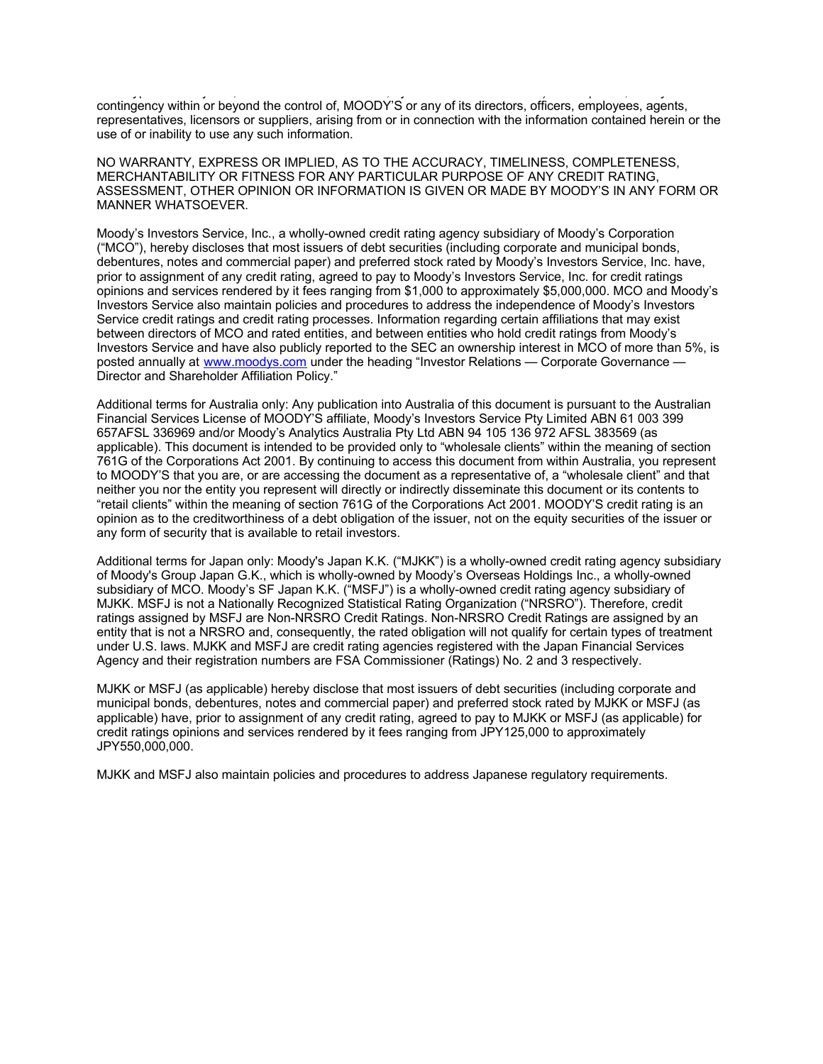contingency within or beyond the control of, MOODY'S or any of its directors, officers, employees, agents, representatives, licensors or suppliers, arising from or in connection with the information contained herein or the use of or inability to use any such information.

NO WARRANTY, EXPRESS OR IMPLIED, AS TO THE ACCURACY, TIMELINESS, COMPLETENESS, MERCHANTABILITY OR FITNESS FOR ANY PARTICULAR PURPOSE OF ANY CREDIT RATING, ASSESSMENT, OTHER OPINION OR INFORMATION IS GIVEN OR MADE BY MOODY'S IN ANY FORM OR MANNER WHATSOEVER.

Moody's Investors Service, Inc., a wholly-owned credit rating agency subsidiary of Moody's Corporation ("MCO"), hereby discloses that most issuers of debt securities (including corporate and municipal bonds, debentures, notes and commercial paper) and preferred stock rated by Moody's Investors Service, Inc. have, prior to assignment of any credit rating, agreed to pay to Moody's Investors Service, Inc. for credit ratings opinions and services rendered by it fees ranging from $1,000 to approximately $5,000,000. MCO and Moody's Investors Service also maintain policies and procedures to address the independence of Moody's Investors Service credit ratings and credit rating processes. Information regarding certain affiliations that may exist between directors of MCO and rated entities, and between entities who hold credit ratings from Moody's Investors Service and have also publicly reported to the SEC an ownership interest in MCO of more than 5%, is posted annually at [www.moodys.com](http://www.moodys.com) under the heading "Investor Relations — Corporate Governance — Director and Shareholder Affiliation Policy."

Additional terms for Australia only: Any publication into Australia of this document is pursuant to the Australian Financial Services License of MOODY'S affiliate, Moody's Investors Service Pty Limited ABN 61 003 399 657AFSL 336969 and/or Moody's Analytics Australia Pty Ltd ABN 94 105 136 972 AFSL 383569 (as applicable). This document is intended to be provided only to "wholesale clients" within the meaning of section 761G of the Corporations Act 2001. By continuing to access this document from within Australia, you represent to MOODY'S that you are, or are accessing the document as a representative of, a "wholesale client" and that neither you nor the entity you represent will directly or indirectly disseminate this document or its contents to "retail clients" within the meaning of section 761G of the Corporations Act 2001. MOODY'S credit rating is an opinion as to the creditworthiness of a debt obligation of the issuer, not on the equity securities of the issuer or any form of security that is available to retail investors.

Additional terms for Japan only: Moody's Japan K.K. ("MJKK") is a wholly-owned credit rating agency subsidiary of Moody's Group Japan G.K., which is wholly-owned by Moody's Overseas Holdings Inc., a wholly-owned subsidiary of MCO. Moody's SF Japan K.K. ("MSFJ") is a wholly-owned credit rating agency subsidiary of MJKK. MSFJ is not a Nationally Recognized Statistical Rating Organization ("NRSRO"). Therefore, credit ratings assigned by MSFJ are Non-NRSRO Credit Ratings. Non-NRSRO Credit Ratings are assigned by an entity that is not a NRSRO and, consequently, the rated obligation will not qualify for certain types of treatment under U.S. laws. MJKK and MSFJ are credit rating agencies registered with the Japan Financial Services Agency and their registration numbers are FSA Commissioner (Ratings) No. 2 and 3 respectively.

MJKK or MSFJ (as applicable) hereby disclose that most issuers of debt securities (including corporate and municipal bonds, debentures, notes and commercial paper) and preferred stock rated by MJKK or MSFJ (as applicable) have, prior to assignment of any credit rating, agreed to pay to MJKK or MSFJ (as applicable) for credit ratings opinions and services rendered by it fees ranging from JPY125,000 to approximately JPY550,000,000.

MJKK and MSFJ also maintain policies and procedures to address Japanese regulatory requirements.